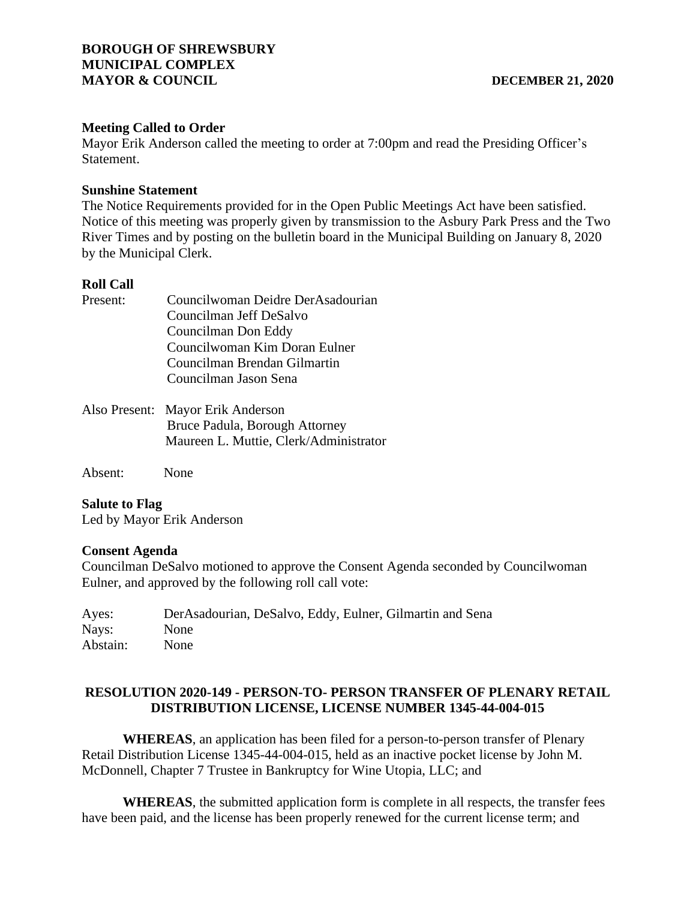**BOROUGH OF SHREWSBURY**
**MUNICIPAL COMPLEX**
**MAYOR & COUNCIL** **DECEMBER 21, 2020**

**Meeting Called to Order**

Mayor Erik Anderson called the meeting to order at 7:00pm and read the Presiding Officer's Statement.

**Sunshine Statement**

The Notice Requirements provided for in the Open Public Meetings Act have been satisfied. Notice of this meeting was properly given by transmission to the Asbury Park Press and the Two River Times and by posting on the bulletin board in the Municipal Building on January 8, 2020 by the Municipal Clerk.

**Roll Call**

Present:
- Councilwoman Deidre DerAsadourian
- Councilman Jeff DeSalvo
- Councilman Don Eddy
- Councilwoman Kim Doran Eulner
- Councilman Brendan Gilmartin
- Councilman Jason Sena

Also Present:
- Mayor Erik Anderson
- Bruce Padula, Borough Attorney
- Maureen L. Muttie, Clerk/Administrator

Absent: None

**Salute to Flag**

Led by Mayor Erik Anderson

**Consent Agenda**

Councilman DeSalvo motioned to approve the Consent Agenda seconded by Councilwoman Eulner, and approved by the following roll call vote:

Ayes: DerAsadourian, DeSalvo, Eddy, Eulner, Gilmartin and Sena
Nays: None
Abstain: None

**RESOLUTION 2020-149 - PERSON-TO- PERSON TRANSFER OF PLENARY RETAIL DISTRIBUTION LICENSE, LICENSE NUMBER 1345-44-004-015**

**WHEREAS**, an application has been filed for a person-to-person transfer of Plenary Retail Distribution License 1345-44-004-015, held as an inactive pocket license by John M. McDonnell, Chapter 7 Trustee in Bankruptcy for Wine Utopia, LLC; and

**WHEREAS**, the submitted application form is complete in all respects, the transfer fees have been paid, and the license has been properly renewed for the current license term; and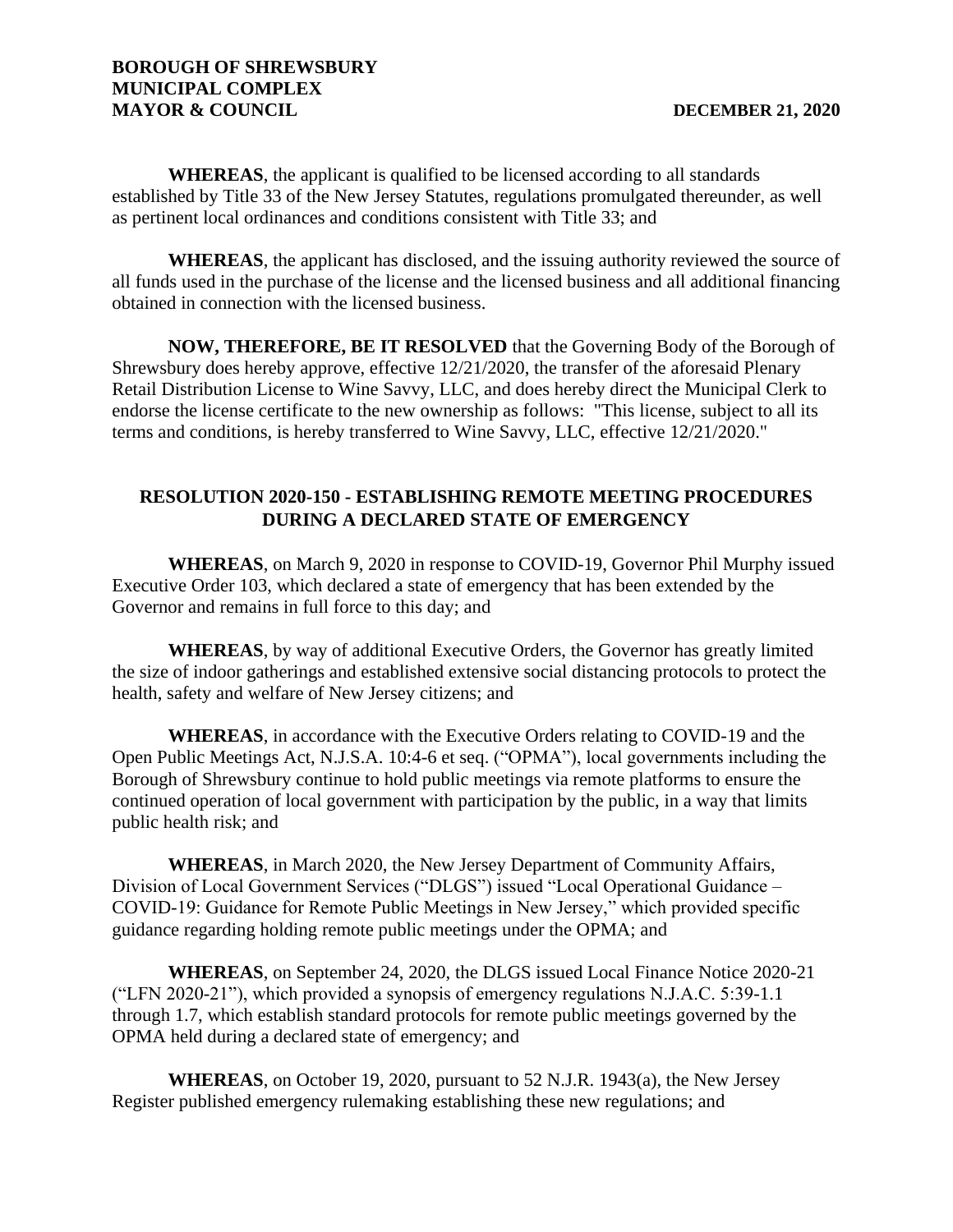**WHEREAS**, the applicant is qualified to be licensed according to all standards established by Title 33 of the New Jersey Statutes, regulations promulgated thereunder, as well as pertinent local ordinances and conditions consistent with Title 33; and

**WHEREAS**, the applicant has disclosed, and the issuing authority reviewed the source of all funds used in the purchase of the license and the licensed business and all additional financing obtained in connection with the licensed business.

**NOW, THEREFORE, BE IT RESOLVED** that the Governing Body of the Borough of Shrewsbury does hereby approve, effective 12/21/2020, the transfer of the aforesaid Plenary Retail Distribution License to Wine Savvy, LLC, and does hereby direct the Municipal Clerk to endorse the license certificate to the new ownership as follows: "This license, subject to all its terms and conditions, is hereby transferred to Wine Savvy, LLC, effective 12/21/2020."

## RESOLUTION 2020-150 - ESTABLISHING REMOTE MEETING PROCEDURES DURING A DECLARED STATE OF EMERGENCY

**WHEREAS**, on March 9, 2020 in response to COVID-19, Governor Phil Murphy issued Executive Order 103, which declared a state of emergency that has been extended by the Governor and remains in full force to this day; and

**WHEREAS**, by way of additional Executive Orders, the Governor has greatly limited the size of indoor gatherings and established extensive social distancing protocols to protect the health, safety and welfare of New Jersey citizens; and

**WHEREAS**, in accordance with the Executive Orders relating to COVID-19 and the Open Public Meetings Act, N.J.S.A. 10:4-6 et seq. ("OPMA"), local governments including the Borough of Shrewsbury continue to hold public meetings via remote platforms to ensure the continued operation of local government with participation by the public, in a way that limits public health risk; and

**WHEREAS**, in March 2020, the New Jersey Department of Community Affairs, Division of Local Government Services ("DLGS") issued "Local Operational Guidance – COVID-19: Guidance for Remote Public Meetings in New Jersey," which provided specific guidance regarding holding remote public meetings under the OPMA; and

**WHEREAS**, on September 24, 2020, the DLGS issued Local Finance Notice 2020-21 ("LFN 2020-21"), which provided a synopsis of emergency regulations N.J.A.C. 5:39-1.1 through 1.7, which establish standard protocols for remote public meetings governed by the OPMA held during a declared state of emergency; and

**WHEREAS**, on October 19, 2020, pursuant to 52 N.J.R. 1943(a), the New Jersey Register published emergency rulemaking establishing these new regulations; and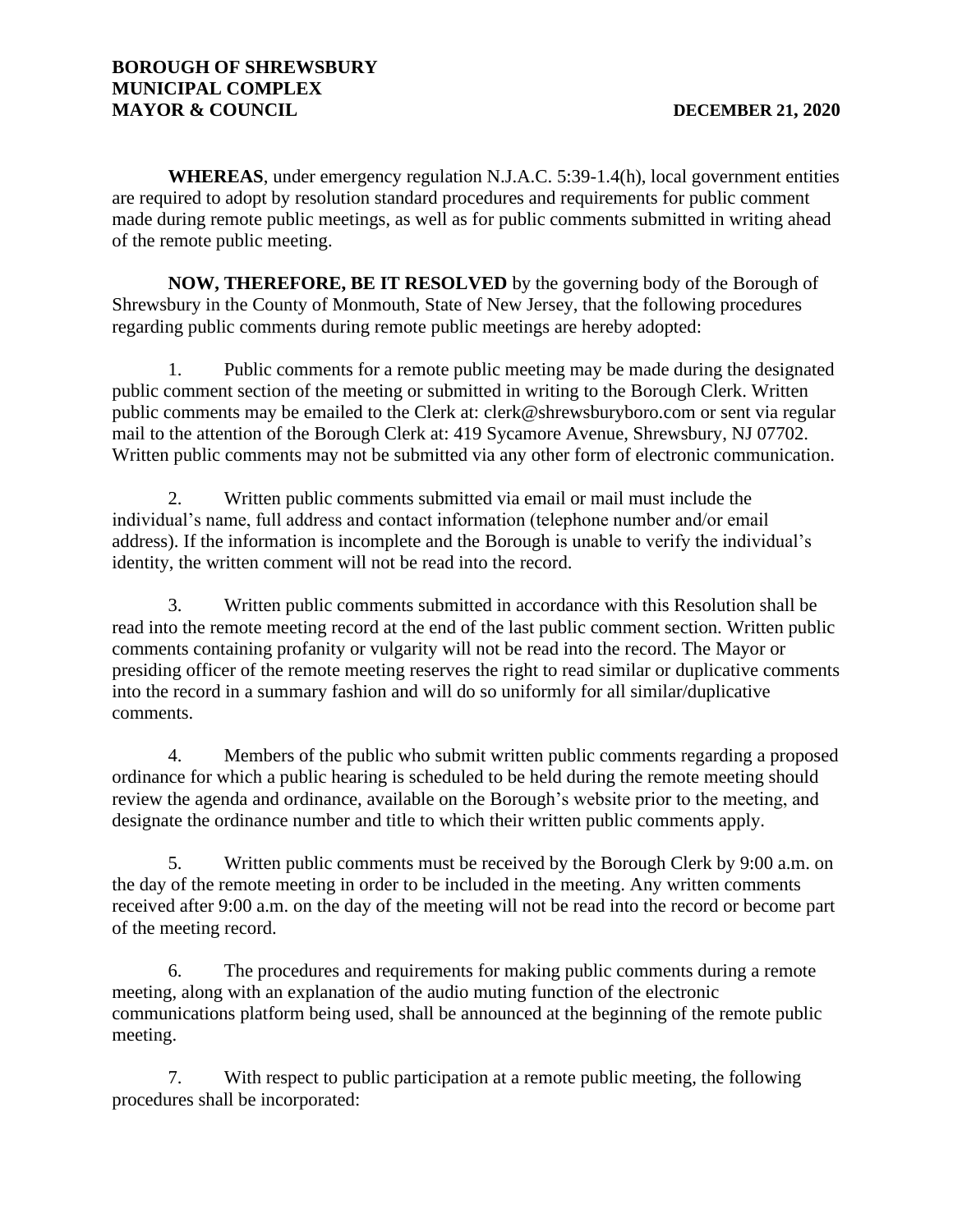**BOROUGH OF SHREWSBURY**
**MUNICIPAL COMPLEX**
**MAYOR & COUNCIL** **DECEMBER 21, 2020**

**WHEREAS**, under emergency regulation N.J.A.C. 5:39-1.4(h), local government entities are required to adopt by resolution standard procedures and requirements for public comment made during remote public meetings, as well as for public comments submitted in writing ahead of the remote public meeting.

**NOW, THEREFORE, BE IT RESOLVED** by the governing body of the Borough of Shrewsbury in the County of Monmouth, State of New Jersey, that the following procedures regarding public comments during remote public meetings are hereby adopted:

1. Public comments for a remote public meeting may be made during the designated public comment section of the meeting or submitted in writing to the Borough Clerk. Written public comments may be emailed to the Clerk at: clerk@shrewsburyboro.com or sent via regular mail to the attention of the Borough Clerk at: 419 Sycamore Avenue, Shrewsbury, NJ 07702. Written public comments may not be submitted via any other form of electronic communication.

2. Written public comments submitted via email or mail must include the individual's name, full address and contact information (telephone number and/or email address). If the information is incomplete and the Borough is unable to verify the individual's identity, the written comment will not be read into the record.

3. Written public comments submitted in accordance with this Resolution shall be read into the remote meeting record at the end of the last public comment section. Written public comments containing profanity or vulgarity will not be read into the record. The Mayor or presiding officer of the remote meeting reserves the right to read similar or duplicative comments into the record in a summary fashion and will do so uniformly for all similar/duplicative comments.

4. Members of the public who submit written public comments regarding a proposed ordinance for which a public hearing is scheduled to be held during the remote meeting should review the agenda and ordinance, available on the Borough's website prior to the meeting, and designate the ordinance number and title to which their written public comments apply.

5. Written public comments must be received by the Borough Clerk by 9:00 a.m. on the day of the remote meeting in order to be included in the meeting. Any written comments received after 9:00 a.m. on the day of the meeting will not be read into the record or become part of the meeting record.

6. The procedures and requirements for making public comments during a remote meeting, along with an explanation of the audio muting function of the electronic communications platform being used, shall be announced at the beginning of the remote public meeting.

7. With respect to public participation at a remote public meeting, the following procedures shall be incorporated: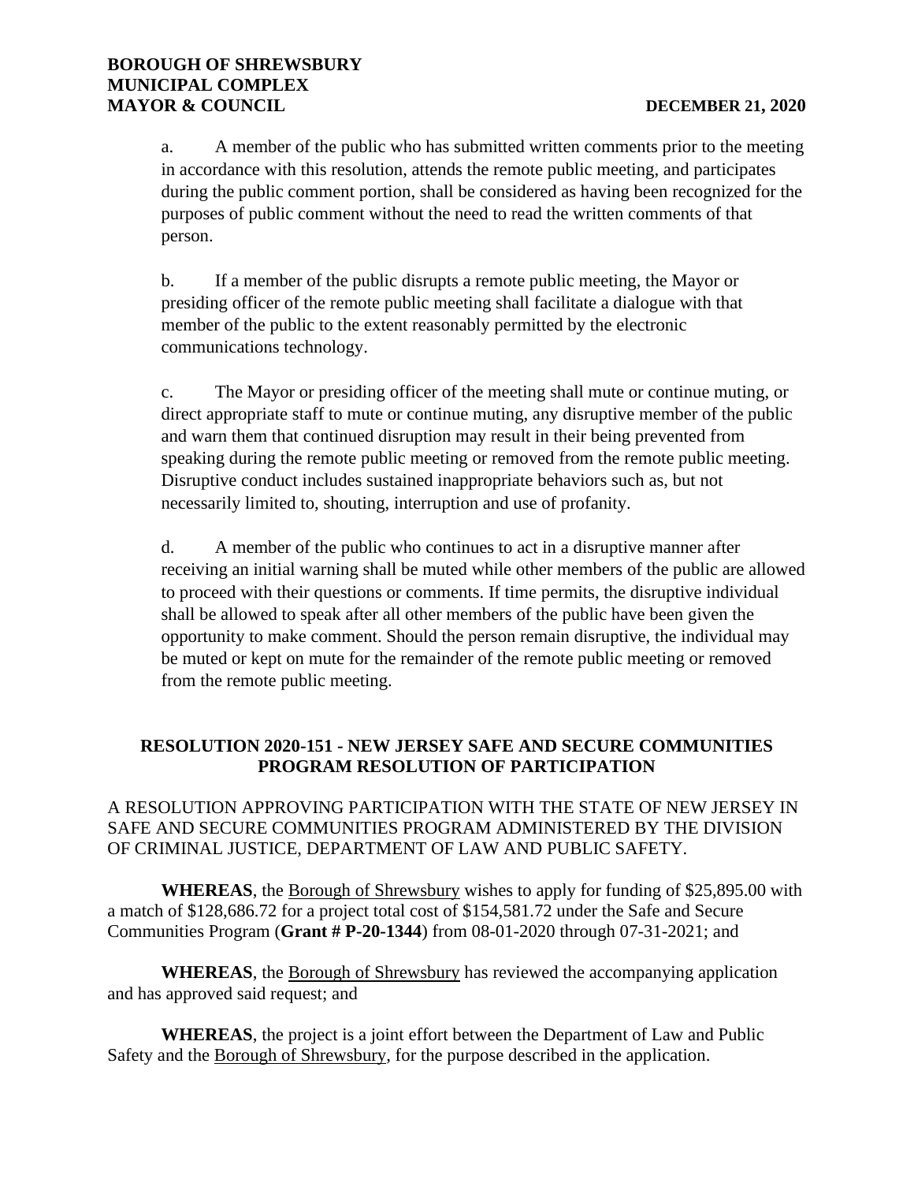a. A member of the public who has submitted written comments prior to the meeting in accordance with this resolution, attends the remote public meeting, and participates during the public comment portion, shall be considered as having been recognized for the purposes of public comment without the need to read the written comments of that person.

b. If a member of the public disrupts a remote public meeting, the Mayor or presiding officer of the remote public meeting shall facilitate a dialogue with that member of the public to the extent reasonably permitted by the electronic communications technology.

c. The Mayor or presiding officer of the meeting shall mute or continue muting, or direct appropriate staff to mute or continue muting, any disruptive member of the public and warn them that continued disruption may result in their being prevented from speaking during the remote public meeting or removed from the remote public meeting. Disruptive conduct includes sustained inappropriate behaviors such as, but not necessarily limited to, shouting, interruption and use of profanity.

d. A member of the public who continues to act in a disruptive manner after receiving an initial warning shall be muted while other members of the public are allowed to proceed with their questions or comments. If time permits, the disruptive individual shall be allowed to speak after all other members of the public have been given the opportunity to make comment. Should the person remain disruptive, the individual may be muted or kept on mute for the remainder of the remote public meeting or removed from the remote public meeting.

## RESOLUTION 2020-151 - NEW JERSEY SAFE AND SECURE COMMUNITIES PROGRAM RESOLUTION OF PARTICIPATION

A RESOLUTION APPROVING PARTICIPATION WITH THE STATE OF NEW JERSEY IN SAFE AND SECURE COMMUNITIES PROGRAM ADMINISTERED BY THE DIVISION OF CRIMINAL JUSTICE, DEPARTMENT OF LAW AND PUBLIC SAFETY.

**WHEREAS**, the Borough of Shrewsbury wishes to apply for funding of $25,895.00 with a match of $128,686.72 for a project total cost of $154,581.72 under the Safe and Secure Communities Program (**Grant # P-20-1344**) from 08-01-2020 through 07-31-2021; and

**WHEREAS**, the Borough of Shrewsbury has reviewed the accompanying application and has approved said request; and

**WHEREAS**, the project is a joint effort between the Department of Law and Public Safety and the Borough of Shrewsbury, for the purpose described in the application.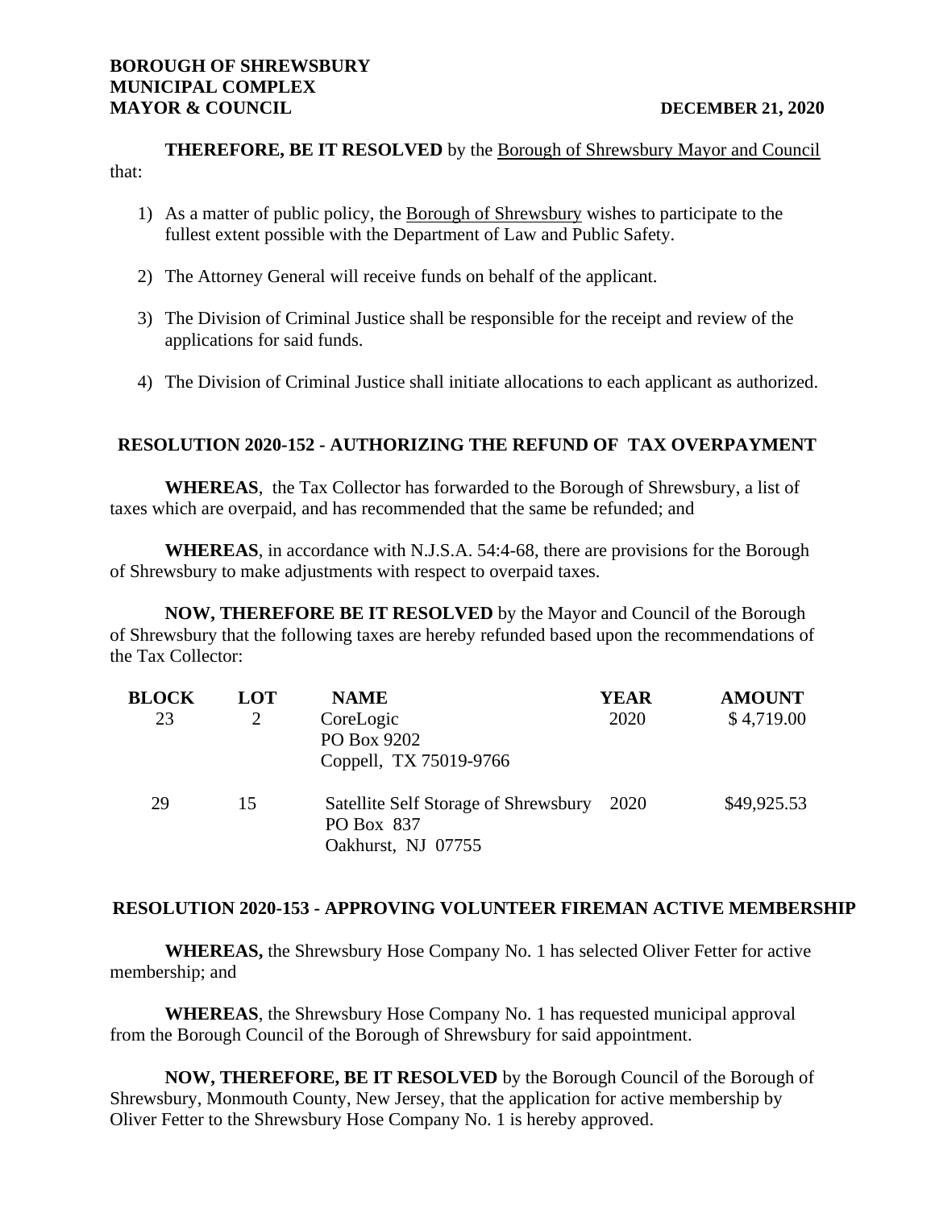**THEREFORE, BE IT RESOLVED** by the Borough of Shrewsbury Mayor and Council that:

1) As a matter of public policy, the Borough of Shrewsbury wishes to participate to the fullest extent possible with the Department of Law and Public Safety.

2) The Attorney General will receive funds on behalf of the applicant.

3) The Division of Criminal Justice shall be responsible for the receipt and review of the applications for said funds.

4) The Division of Criminal Justice shall initiate allocations to each applicant as authorized.

## RESOLUTION 2020-152 - AUTHORIZING THE REFUND OF TAX OVERPAYMENT

**WHEREAS**, the Tax Collector has forwarded to the Borough of Shrewsbury, a list of taxes which are overpaid, and has recommended that the same be refunded; and

**WHEREAS**, in accordance with N.J.S.A. 54:4-68, there are provisions for the Borough of Shrewsbury to make adjustments with respect to overpaid taxes.

**NOW, THEREFORE BE IT RESOLVED** by the Mayor and Council of the Borough of Shrewsbury that the following taxes are hereby refunded based upon the recommendations of the Tax Collector:

| BLOCK | LOT | NAME | YEAR | AMOUNT |
|---|---|---|---|---|
| 23 | 2 | CoreLogic<br>PO Box 9202<br>Coppell, TX 75019-9766 | 2020 | $ 4,719.00 |
| 29 | 15 | Satellite Self Storage of Shrewsbury<br>PO Box 837<br>Oakhurst, NJ 07755 | 2020 | $49,925.53 |

## RESOLUTION 2020-153 - APPROVING VOLUNTEER FIREMAN ACTIVE MEMBERSHIP

**WHEREAS,** the Shrewsbury Hose Company No. 1 has selected Oliver Fetter for active membership; and

**WHEREAS**, the Shrewsbury Hose Company No. 1 has requested municipal approval from the Borough Council of the Borough of Shrewsbury for said appointment.

**NOW, THEREFORE, BE IT RESOLVED** by the Borough Council of the Borough of Shrewsbury, Monmouth County, New Jersey, that the application for active membership by Oliver Fetter to the Shrewsbury Hose Company No. 1 is hereby approved.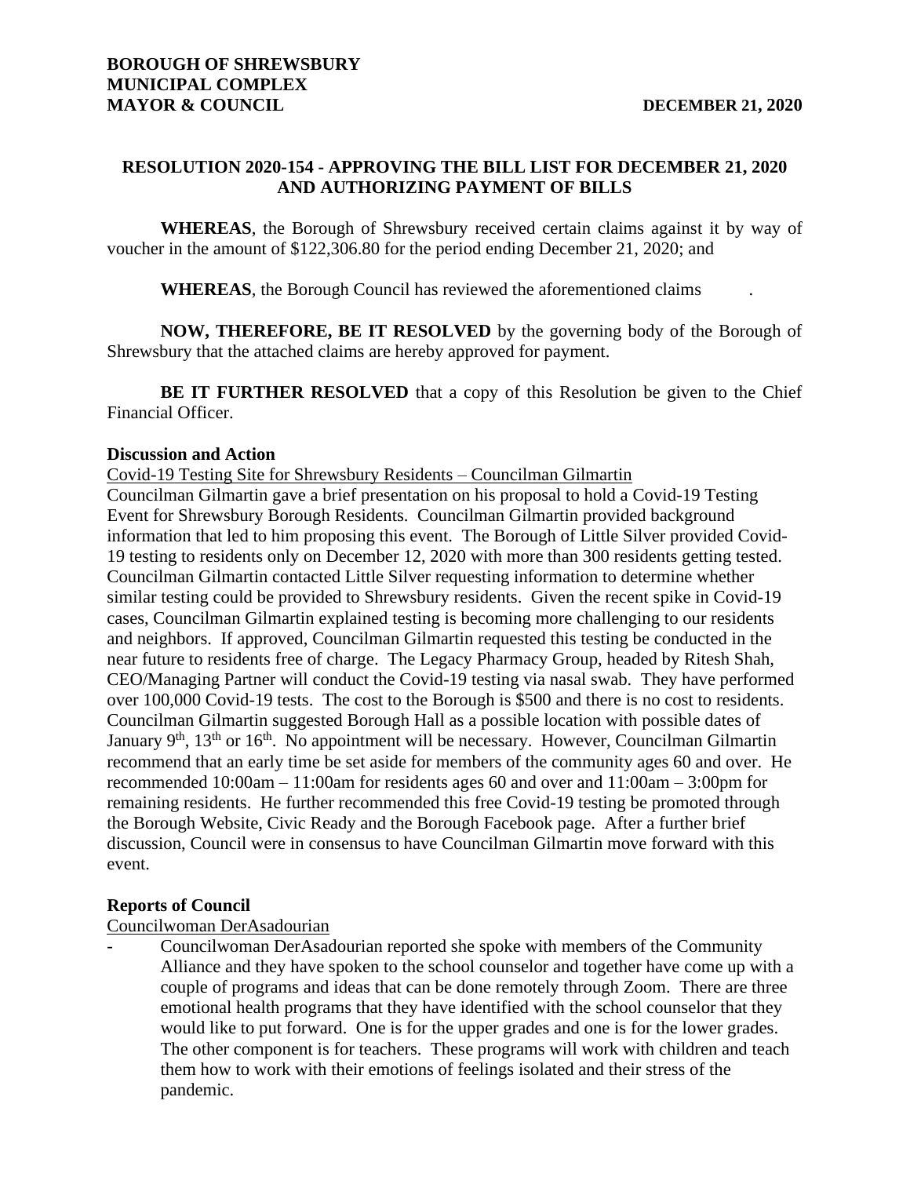**BOROUGH OF SHREWSBURY**
**MUNICIPAL COMPLEX**
**MAYOR & COUNCIL** **DECEMBER 21, 2020**

**RESOLUTION 2020-154 - APPROVING THE BILL LIST FOR DECEMBER 21, 2020 AND AUTHORIZING PAYMENT OF BILLS**

**WHEREAS**, the Borough of Shrewsbury received certain claims against it by way of voucher in the amount of $122,306.80 for the period ending December 21, 2020; and

**WHEREAS**, the Borough Council has reviewed the aforementioned claims .

**NOW, THEREFORE, BE IT RESOLVED** by the governing body of the Borough of Shrewsbury that the attached claims are hereby approved for payment.

**BE IT FURTHER RESOLVED** that a copy of this Resolution be given to the Chief Financial Officer.

**Discussion and Action**

Covid-19 Testing Site for Shrewsbury Residents – Councilman Gilmartin

Councilman Gilmartin gave a brief presentation on his proposal to hold a Covid-19 Testing Event for Shrewsbury Borough Residents. Councilman Gilmartin provided background information that led to him proposing this event. The Borough of Little Silver provided Covid-19 testing to residents only on December 12, 2020 with more than 300 residents getting tested. Councilman Gilmartin contacted Little Silver requesting information to determine whether similar testing could be provided to Shrewsbury residents. Given the recent spike in Covid-19 cases, Councilman Gilmartin explained testing is becoming more challenging to our residents and neighbors. If approved, Councilman Gilmartin requested this testing be conducted in the near future to residents free of charge. The Legacy Pharmacy Group, headed by Ritesh Shah, CEO/Managing Partner will conduct the Covid-19 testing via nasal swab. They have performed over 100,000 Covid-19 tests. The cost to the Borough is $500 and there is no cost to residents. Councilman Gilmartin suggested Borough Hall as a possible location with possible dates of January 9th, 13th or 16th. No appointment will be necessary. However, Councilman Gilmartin recommend that an early time be set aside for members of the community ages 60 and over. He recommended 10:00am – 11:00am for residents ages 60 and over and 11:00am – 3:00pm for remaining residents. He further recommended this free Covid-19 testing be promoted through the Borough Website, Civic Ready and the Borough Facebook page. After a further brief discussion, Council were in consensus to have Councilman Gilmartin move forward with this event.

**Reports of Council**

Councilwoman DerAsadourian

- Councilwoman DerAsadourian reported she spoke with members of the Community Alliance and they have spoken to the school counselor and together have come up with a couple of programs and ideas that can be done remotely through Zoom. There are three emotional health programs that they have identified with the school counselor that they would like to put forward. One is for the upper grades and one is for the lower grades. The other component is for teachers. These programs will work with children and teach them how to work with their emotions of feelings isolated and their stress of the pandemic.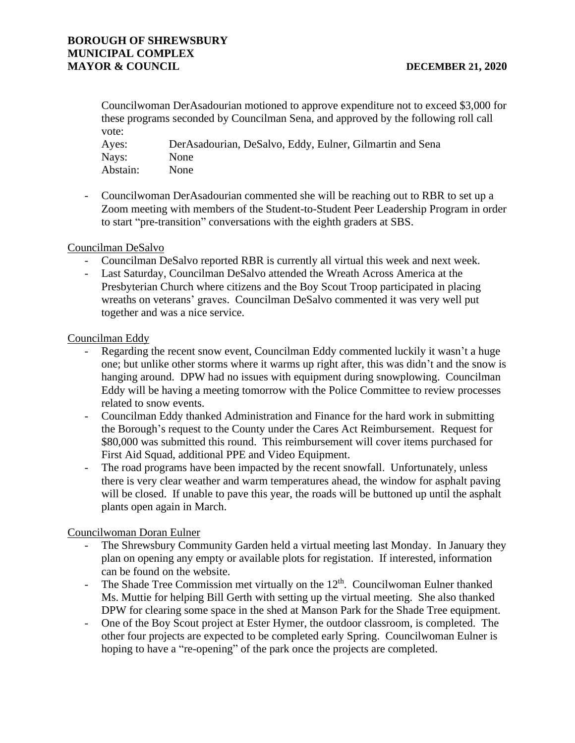Councilwoman DerAsadourian motioned to approve expenditure not to exceed $3,000 for these programs seconded by Councilman Sena, and approved by the following roll call vote:

| | |
|---|---|
| Ayes: | DerAsadourian, DeSalvo, Eddy, Eulner, Gilmartin and Sena |
| Nays: | None |
| Abstain: | None |

- Councilwoman DerAsadourian commented she will be reaching out to RBR to set up a Zoom meeting with members of the Student-to-Student Peer Leadership Program in order to start "pre-transition" conversations with the eighth graders at SBS.

Councilman DeSalvo

- Councilman DeSalvo reported RBR is currently all virtual this week and next week.
- Last Saturday, Councilman DeSalvo attended the Wreath Across America at the Presbyterian Church where citizens and the Boy Scout Troop participated in placing wreaths on veterans' graves. Councilman DeSalvo commented it was very well put together and was a nice service.

Councilman Eddy

- Regarding the recent snow event, Councilman Eddy commented luckily it wasn't a huge one; but unlike other storms where it warms up right after, this was didn't and the snow is hanging around. DPW had no issues with equipment during snowplowing. Councilman Eddy will be having a meeting tomorrow with the Police Committee to review processes related to snow events.
- Councilman Eddy thanked Administration and Finance for the hard work in submitting the Borough's request to the County under the Cares Act Reimbursement. Request for $80,000 was submitted this round. This reimbursement will cover items purchased for First Aid Squad, additional PPE and Video Equipment.
- The road programs have been impacted by the recent snowfall. Unfortunately, unless there is very clear weather and warm temperatures ahead, the window for asphalt paving will be closed. If unable to pave this year, the roads will be buttoned up until the asphalt plants open again in March.

Councilwoman Doran Eulner

- The Shrewsbury Community Garden held a virtual meeting last Monday. In January they plan on opening any empty or available plots for registation. If interested, information can be found on the website.
- The Shade Tree Commission met virtually on the 12th. Councilwoman Eulner thanked Ms. Muttie for helping Bill Gerth with setting up the virtual meeting. She also thanked DPW for clearing some space in the shed at Manson Park for the Shade Tree equipment.
- One of the Boy Scout project at Ester Hymer, the outdoor classroom, is completed. The other four projects are expected to be completed early Spring. Councilwoman Eulner is hoping to have a "re-opening" of the park once the projects are completed.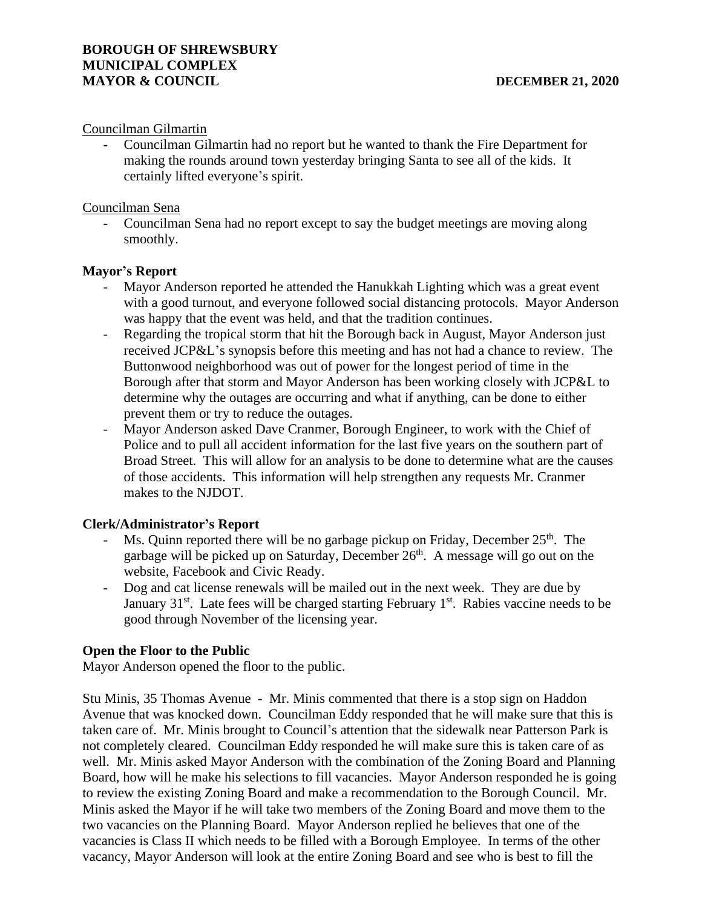Councilman Gilmartin

- Councilman Gilmartin had no report but he wanted to thank the Fire Department for making the rounds around town yesterday bringing Santa to see all of the kids. It certainly lifted everyone's spirit.

Councilman Sena

- Councilman Sena had no report except to say the budget meetings are moving along smoothly.

**Mayor's Report**

- Mayor Anderson reported he attended the Hanukkah Lighting which was a great event with a good turnout, and everyone followed social distancing protocols. Mayor Anderson was happy that the event was held, and that the tradition continues.
- Regarding the tropical storm that hit the Borough back in August, Mayor Anderson just received JCP&L's synopsis before this meeting and has not had a chance to review. The Buttonwood neighborhood was out of power for the longest period of time in the Borough after that storm and Mayor Anderson has been working closely with JCP&L to determine why the outages are occurring and what if anything, can be done to either prevent them or try to reduce the outages.
- Mayor Anderson asked Dave Cranmer, Borough Engineer, to work with the Chief of Police and to pull all accident information for the last five years on the southern part of Broad Street. This will allow for an analysis to be done to determine what are the causes of those accidents. This information will help strengthen any requests Mr. Cranmer makes to the NJDOT.

**Clerk/Administrator's Report**

- Ms. Quinn reported there will be no garbage pickup on Friday, December 25th. The garbage will be picked up on Saturday, December 26th. A message will go out on the website, Facebook and Civic Ready.
- Dog and cat license renewals will be mailed out in the next week. They are due by January 31st. Late fees will be charged starting February 1st. Rabies vaccine needs to be good through November of the licensing year.

**Open the Floor to the Public**

Mayor Anderson opened the floor to the public.

Stu Minis, 35 Thomas Avenue - Mr. Minis commented that there is a stop sign on Haddon Avenue that was knocked down. Councilman Eddy responded that he will make sure that this is taken care of. Mr. Minis brought to Council's attention that the sidewalk near Patterson Park is not completely cleared. Councilman Eddy responded he will make sure this is taken care of as well. Mr. Minis asked Mayor Anderson with the combination of the Zoning Board and Planning Board, how will he make his selections to fill vacancies. Mayor Anderson responded he is going to review the existing Zoning Board and make a recommendation to the Borough Council. Mr. Minis asked the Mayor if he will take two members of the Zoning Board and move them to the two vacancies on the Planning Board. Mayor Anderson replied he believes that one of the vacancies is Class II which needs to be filled with a Borough Employee. In terms of the other vacancy, Mayor Anderson will look at the entire Zoning Board and see who is best to fill the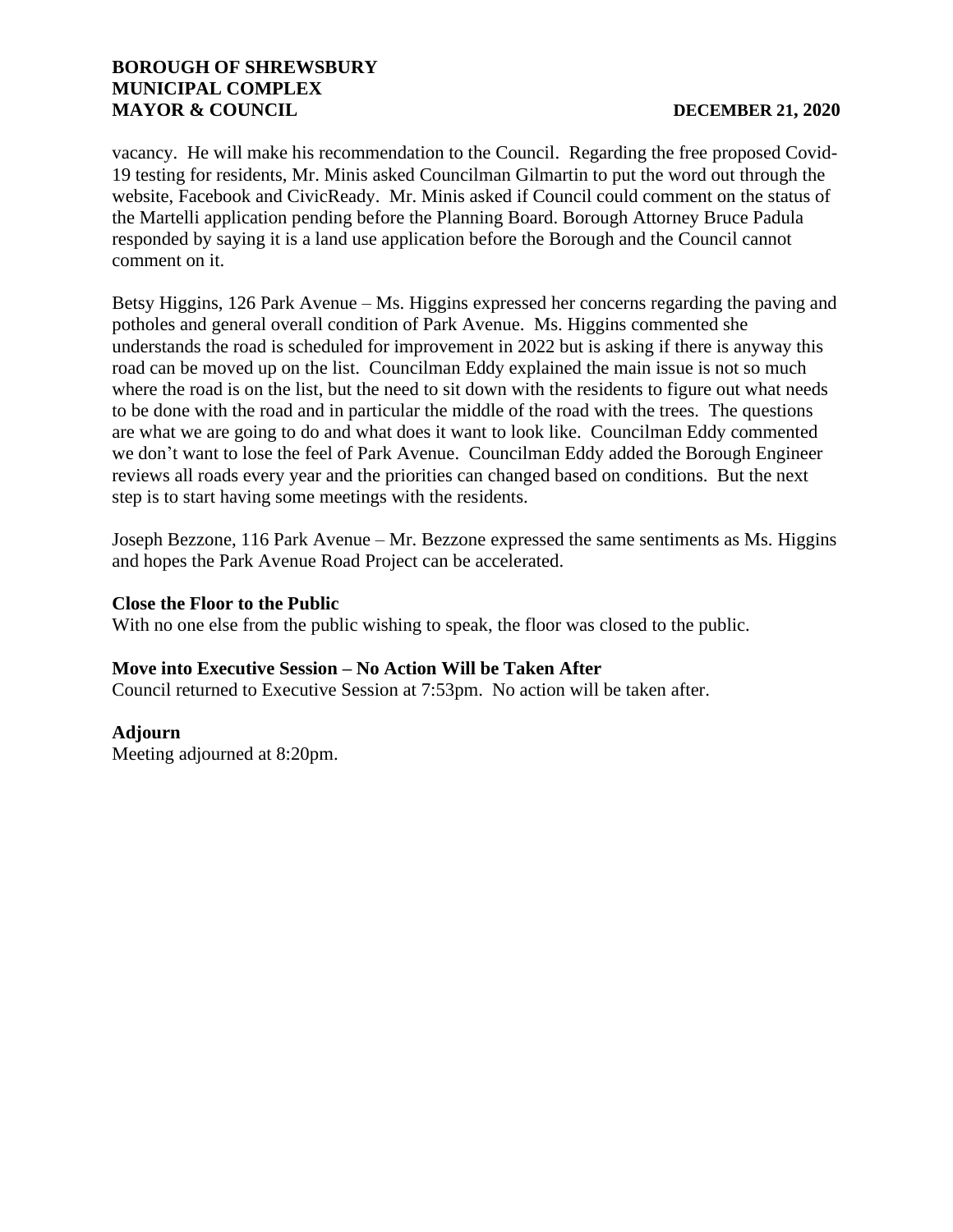vacancy. He will make his recommendation to the Council. Regarding the free proposed Covid-19 testing for residents, Mr. Minis asked Councilman Gilmartin to put the word out through the website, Facebook and CivicReady. Mr. Minis asked if Council could comment on the status of the Martelli application pending before the Planning Board. Borough Attorney Bruce Padula responded by saying it is a land use application before the Borough and the Council cannot comment on it.

Betsy Higgins, 126 Park Avenue – Ms. Higgins expressed her concerns regarding the paving and potholes and general overall condition of Park Avenue. Ms. Higgins commented she understands the road is scheduled for improvement in 2022 but is asking if there is anyway this road can be moved up on the list. Councilman Eddy explained the main issue is not so much where the road is on the list, but the need to sit down with the residents to figure out what needs to be done with the road and in particular the middle of the road with the trees. The questions are what we are going to do and what does it want to look like. Councilman Eddy commented we don't want to lose the feel of Park Avenue. Councilman Eddy added the Borough Engineer reviews all roads every year and the priorities can changed based on conditions. But the next step is to start having some meetings with the residents.

Joseph Bezzone, 116 Park Avenue – Mr. Bezzone expressed the same sentiments as Ms. Higgins and hopes the Park Avenue Road Project can be accelerated.

**Close the Floor to the Public**
With no one else from the public wishing to speak, the floor was closed to the public.

**Move into Executive Session – No Action Will be Taken After**
Council returned to Executive Session at 7:53pm. No action will be taken after.

**Adjourn**
Meeting adjourned at 8:20pm.